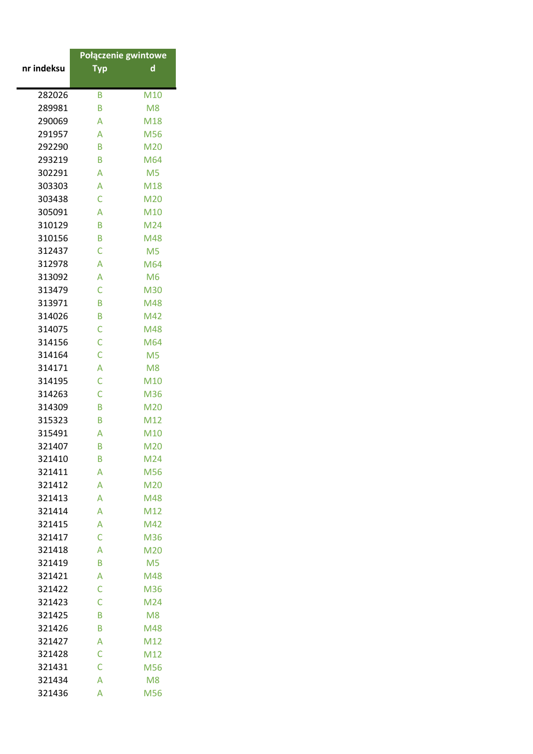| nr indeksu | Połączenie gwintowe | |
|---|---|---|
| | Typ | d |
| 282026 | B | M10 |
| 289981 | B | M8 |
| 290069 | A | M18 |
| 291957 | A | M56 |
| 292290 | B | M20 |
| 293219 | B | M64 |
| 302291 | A | M5 |
| 303303 | A | M18 |
| 303438 | C | M20 |
| 305091 | A | M10 |
| 310129 | B | M24 |
| 310156 | B | M48 |
| 312437 | C | M5 |
| 312978 | A | M64 |
| 313092 | A | M6 |
| 313479 | C | M30 |
| 313971 | B | M48 |
| 314026 | B | M42 |
| 314075 | C | M48 |
| 314156 | C | M64 |
| 314164 | C | M5 |
| 314171 | A | M8 |
| 314195 | C | M10 |
| 314263 | C | M36 |
| 314309 | B | M20 |
| 315323 | B | M12 |
| 315491 | A | M10 |
| 321407 | B | M20 |
| 321410 | B | M24 |
| 321411 | A | M56 |
| 321412 | A | M20 |
| 321413 | A | M48 |
| 321414 | A | M12 |
| 321415 | A | M42 |
| 321417 | C | M36 |
| 321418 | A | M20 |
| 321419 | B | M5 |
| 321421 | A | M48 |
| 321422 | C | M36 |
| 321423 | C | M24 |
| 321425 | B | M8 |
| 321426 | B | M48 |
| 321427 | A | M12 |
| 321428 | C | M12 |
| 321431 | C | M56 |
| 321434 | A | M8 |
| 321436 | A | M56 |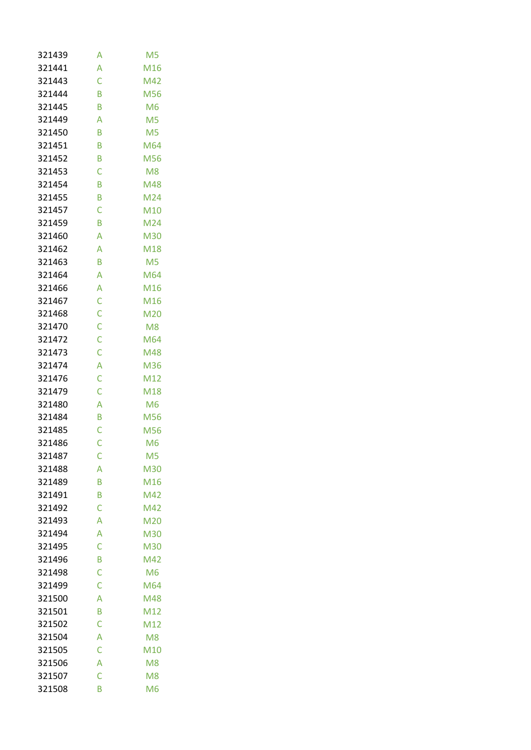| | | |
|---|---|---|
| 321439 | A | M5 |
| 321441 | A | M16 |
| 321443 | C | M42 |
| 321444 | B | M56 |
| 321445 | B | M6 |
| 321449 | A | M5 |
| 321450 | B | M5 |
| 321451 | B | M64 |
| 321452 | B | M56 |
| 321453 | C | M8 |
| 321454 | B | M48 |
| 321455 | B | M24 |
| 321457 | C | M10 |
| 321459 | B | M24 |
| 321460 | A | M30 |
| 321462 | A | M18 |
| 321463 | B | M5 |
| 321464 | A | M64 |
| 321466 | A | M16 |
| 321467 | C | M16 |
| 321468 | C | M20 |
| 321470 | C | M8 |
| 321472 | C | M64 |
| 321473 | C | M48 |
| 321474 | A | M36 |
| 321476 | C | M12 |
| 321479 | C | M18 |
| 321480 | A | M6 |
| 321484 | B | M56 |
| 321485 | C | M56 |
| 321486 | C | M6 |
| 321487 | C | M5 |
| 321488 | A | M30 |
| 321489 | B | M16 |
| 321491 | B | M42 |
| 321492 | C | M42 |
| 321493 | A | M20 |
| 321494 | A | M30 |
| 321495 | C | M30 |
| 321496 | B | M42 |
| 321498 | C | M6 |
| 321499 | C | M64 |
| 321500 | A | M48 |
| 321501 | B | M12 |
| 321502 | C | M12 |
| 321504 | A | M8 |
| 321505 | C | M10 |
| 321506 | A | M8 |
| 321507 | C | M8 |
| 321508 | B | M6 |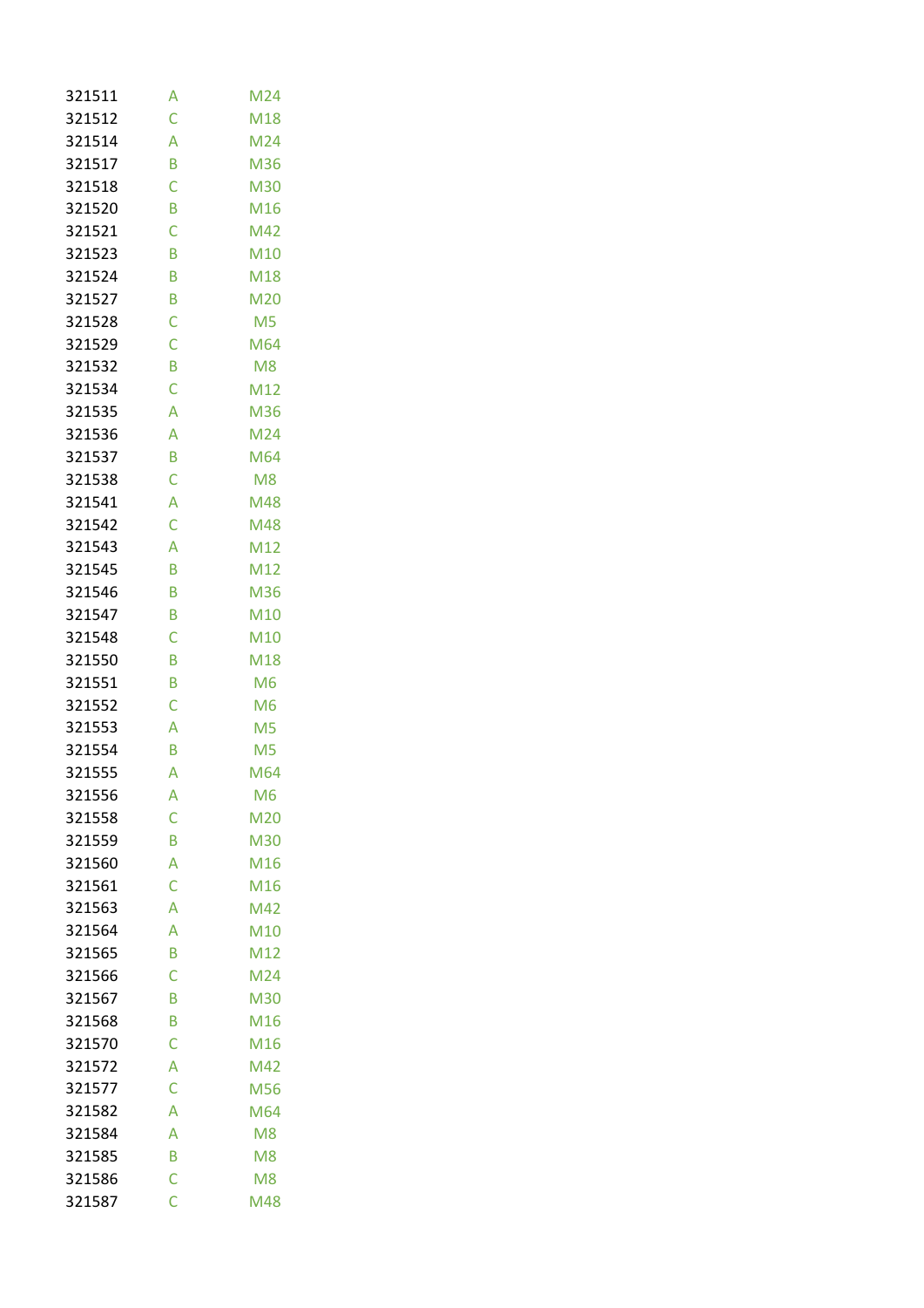| | | |
|---|---|---|
| 321511 | A | M24 |
| 321512 | C | M18 |
| 321514 | A | M24 |
| 321517 | B | M36 |
| 321518 | C | M30 |
| 321520 | B | M16 |
| 321521 | C | M42 |
| 321523 | B | M10 |
| 321524 | B | M18 |
| 321527 | B | M20 |
| 321528 | C | M5 |
| 321529 | C | M64 |
| 321532 | B | M8 |
| 321534 | C | M12 |
| 321535 | A | M36 |
| 321536 | A | M24 |
| 321537 | B | M64 |
| 321538 | C | M8 |
| 321541 | A | M48 |
| 321542 | C | M48 |
| 321543 | A | M12 |
| 321545 | B | M12 |
| 321546 | B | M36 |
| 321547 | B | M10 |
| 321548 | C | M10 |
| 321550 | B | M18 |
| 321551 | B | M6 |
| 321552 | C | M6 |
| 321553 | A | M5 |
| 321554 | B | M5 |
| 321555 | A | M64 |
| 321556 | A | M6 |
| 321558 | C | M20 |
| 321559 | B | M30 |
| 321560 | A | M16 |
| 321561 | C | M16 |
| 321563 | A | M42 |
| 321564 | A | M10 |
| 321565 | B | M12 |
| 321566 | C | M24 |
| 321567 | B | M30 |
| 321568 | B | M16 |
| 321570 | C | M16 |
| 321572 | A | M42 |
| 321577 | C | M56 |
| 321582 | A | M64 |
| 321584 | A | M8 |
| 321585 | B | M8 |
| 321586 | C | M8 |
| 321587 | C | M48 |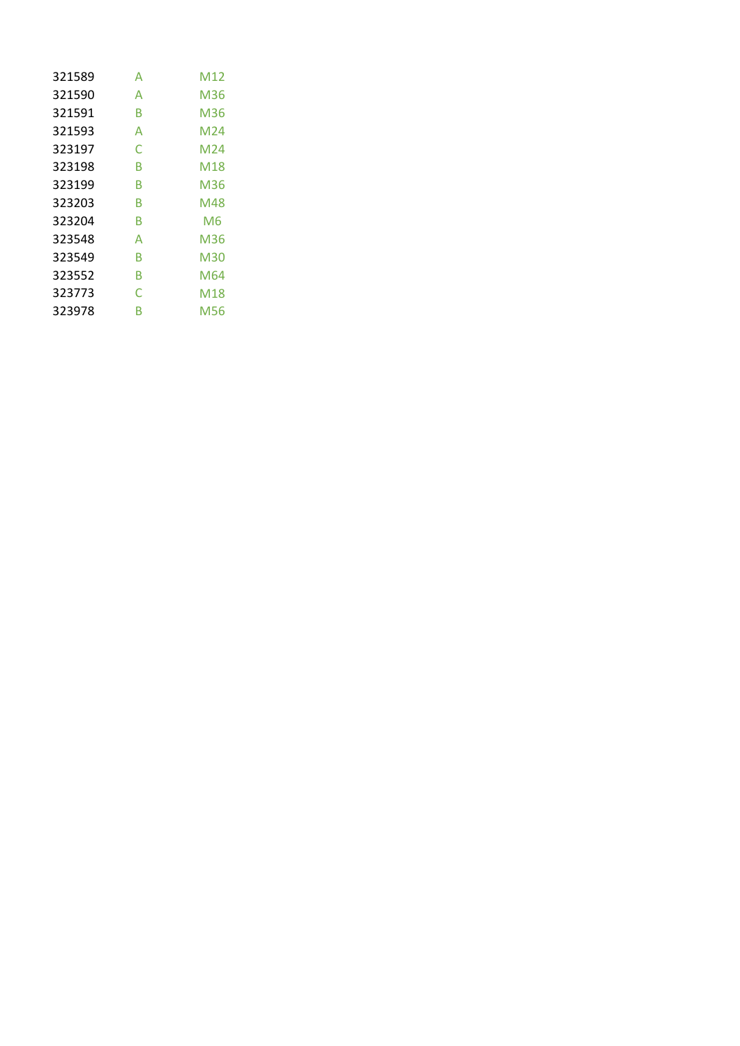| | | |
|---|---|---|
| 321589 | A | M12 |
| 321590 | A | M36 |
| 321591 | B | M36 |
| 321593 | A | M24 |
| 323197 | C | M24 |
| 323198 | B | M18 |
| 323199 | B | M36 |
| 323203 | B | M48 |
| 323204 | B | M6 |
| 323548 | A | M36 |
| 323549 | B | M30 |
| 323552 | B | M64 |
| 323773 | C | M18 |
| 323978 | B | M56 |